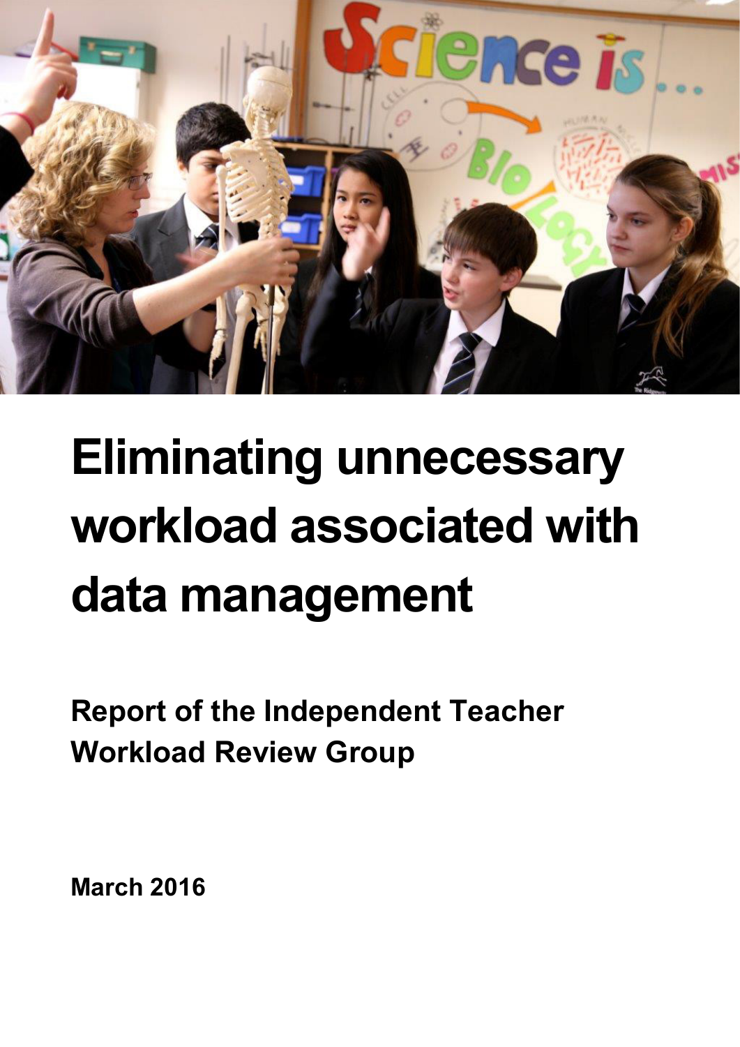# Eliminating unnecessary workload associated with data management

**Report of the Independent Teacher Workload Review Group**

**March 2016**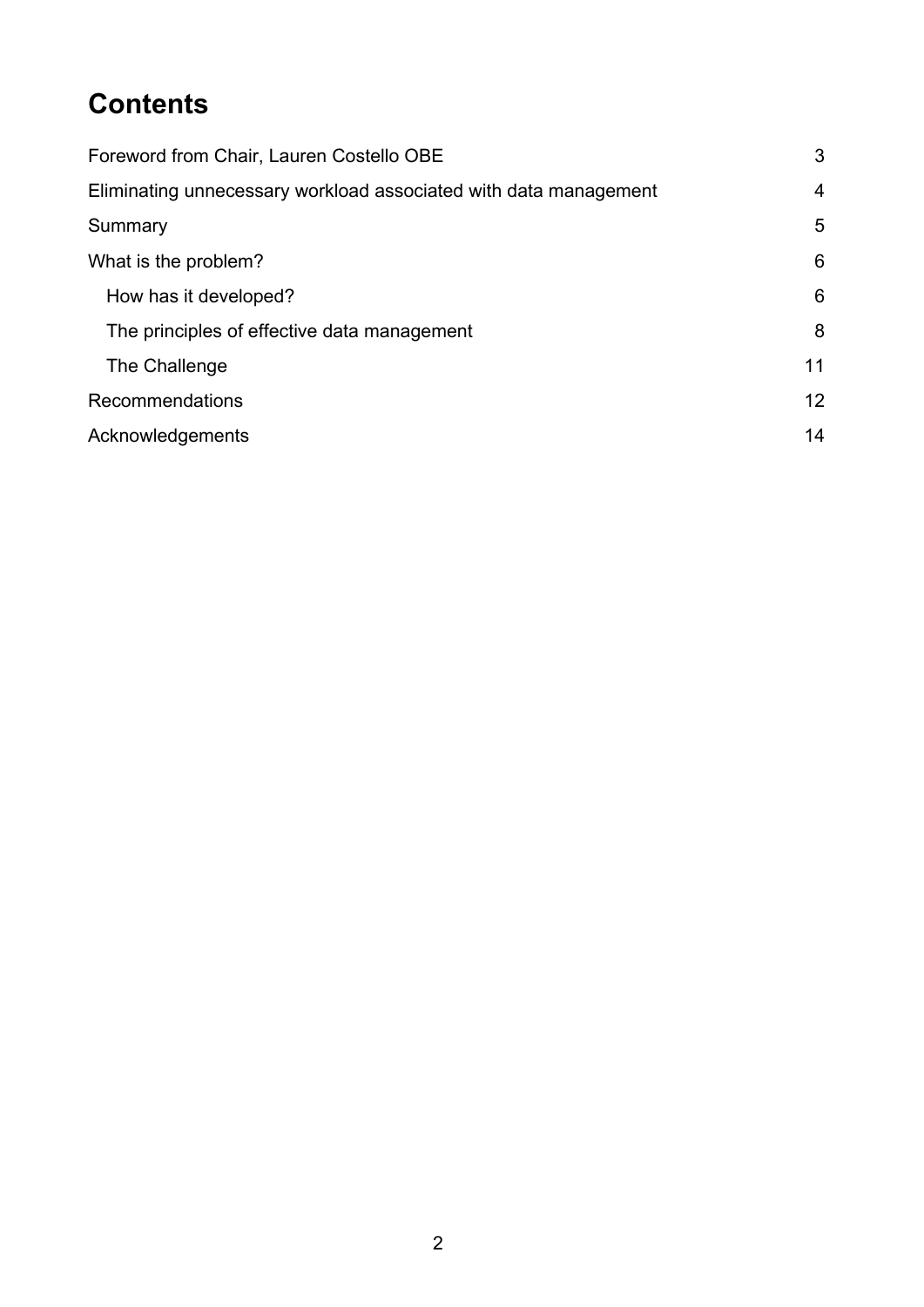# Contents

Foreword from Chair, Lauren Costello OBE 3

Eliminating unnecessary workload associated with data management 4

Summary 5

What is the problem? 6

- How has it developed? 6
- The principles of effective data management 8
- The Challenge 11

Recommendations 12

Acknowledgements 14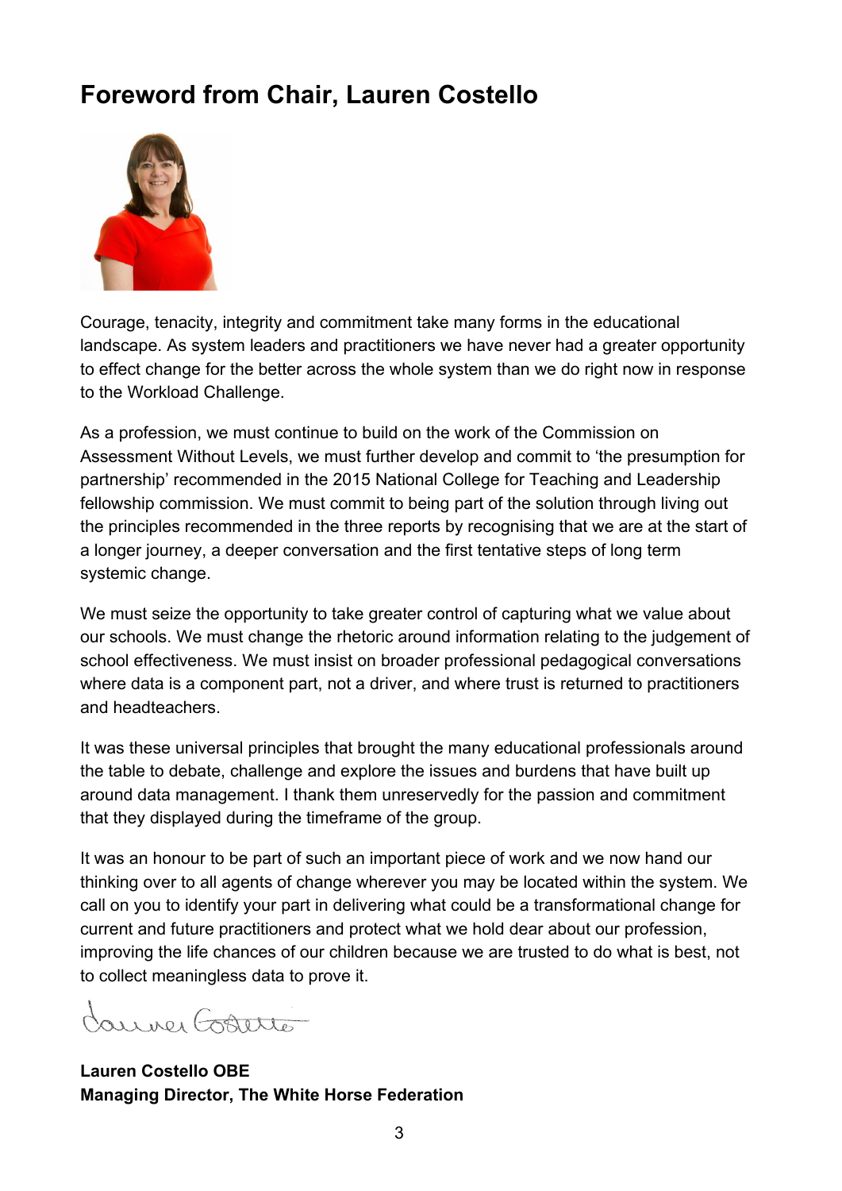# Foreword from Chair, Lauren Costello

Courage, tenacity, integrity and commitment take many forms in the educational landscape. As system leaders and practitioners we have never had a greater opportunity to effect change for the better across the whole system than we do right now in response to the Workload Challenge.

As a profession, we must continue to build on the work of the Commission on Assessment Without Levels, we must further develop and commit to 'the presumption for partnership' recommended in the 2015 National College for Teaching and Leadership fellowship commission. We must commit to being part of the solution through living out the principles recommended in the three reports by recognising that we are at the start of a longer journey, a deeper conversation and the first tentative steps of long term systemic change.

We must seize the opportunity to take greater control of capturing what we value about our schools. We must change the rhetoric around information relating to the judgement of school effectiveness. We must insist on broader professional pedagogical conversations where data is a component part, not a driver, and where trust is returned to practitioners and headteachers.

It was these universal principles that brought the many educational professionals around the table to debate, challenge and explore the issues and burdens that have built up around data management. I thank them unreservedly for the passion and commitment that they displayed during the timeframe of the group.

It was an honour to be part of such an important piece of work and we now hand our thinking over to all agents of change wherever you may be located within the system. We call on you to identify your part in delivering what could be a transformational change for current and future practitioners and protect what we hold dear about our profession, improving the life chances of our children because we are trusted to do what is best, not to collect meaningless data to prove it.

**Lauren Costello OBE**
**Managing Director, The White Horse Federation**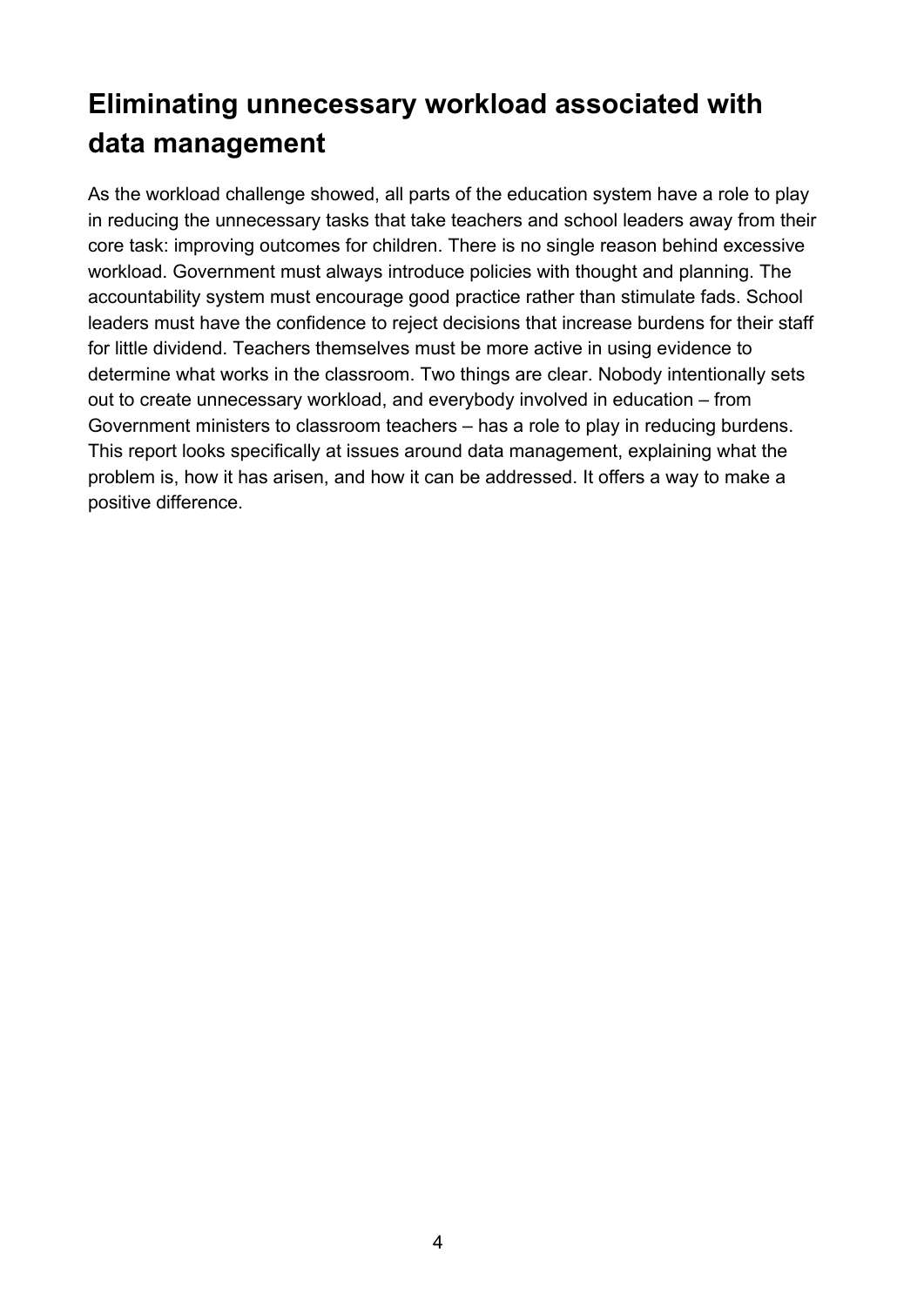# Eliminating unnecessary workload associated with data management

As the workload challenge showed, all parts of the education system have a role to play in reducing the unnecessary tasks that take teachers and school leaders away from their core task: improving outcomes for children. There is no single reason behind excessive workload. Government must always introduce policies with thought and planning. The accountability system must encourage good practice rather than stimulate fads. School leaders must have the confidence to reject decisions that increase burdens for their staff for little dividend. Teachers themselves must be more active in using evidence to determine what works in the classroom. Two things are clear. Nobody intentionally sets out to create unnecessary workload, and everybody involved in education – from Government ministers to classroom teachers – has a role to play in reducing burdens. This report looks specifically at issues around data management, explaining what the problem is, how it has arisen, and how it can be addressed. It offers a way to make a positive difference.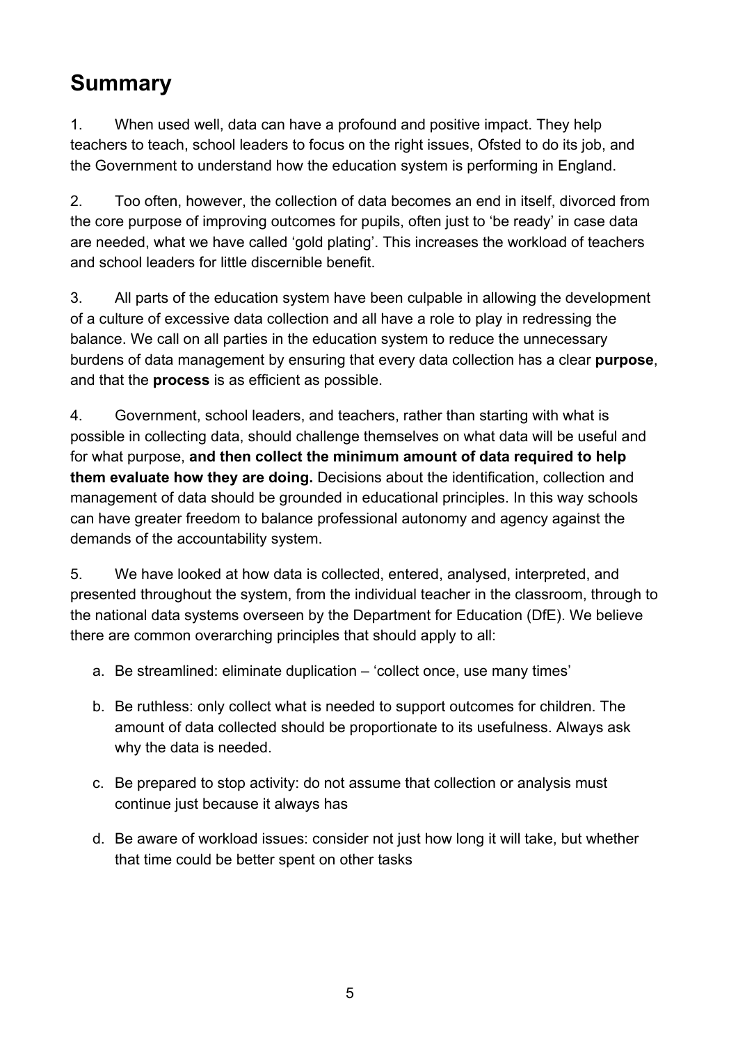# Summary

1. When used well, data can have a profound and positive impact. They help teachers to teach, school leaders to focus on the right issues, Ofsted to do its job, and the Government to understand how the education system is performing in England.

2. Too often, however, the collection of data becomes an end in itself, divorced from the core purpose of improving outcomes for pupils, often just to 'be ready' in case data are needed, what we have called 'gold plating'. This increases the workload of teachers and school leaders for little discernible benefit.

3. All parts of the education system have been culpable in allowing the development of a culture of excessive data collection and all have a role to play in redressing the balance. We call on all parties in the education system to reduce the unnecessary burdens of data management by ensuring that every data collection has a clear **purpose**, and that the **process** is as efficient as possible.

4. Government, school leaders, and teachers, rather than starting with what is possible in collecting data, should challenge themselves on what data will be useful and for what purpose, **and then collect the minimum amount of data required to help them evaluate how they are doing.** Decisions about the identification, collection and management of data should be grounded in educational principles. In this way schools can have greater freedom to balance professional autonomy and agency against the demands of the accountability system.

5. We have looked at how data is collected, entered, analysed, interpreted, and presented throughout the system, from the individual teacher in the classroom, through to the national data systems overseen by the Department for Education (DfE). We believe there are common overarching principles that should apply to all:

   a. Be streamlined: eliminate duplication – 'collect once, use many times'

   b. Be ruthless: only collect what is needed to support outcomes for children. The amount of data collected should be proportionate to its usefulness. Always ask why the data is needed.

   c. Be prepared to stop activity: do not assume that collection or analysis must continue just because it always has

   d. Be aware of workload issues: consider not just how long it will take, but whether that time could be better spent on other tasks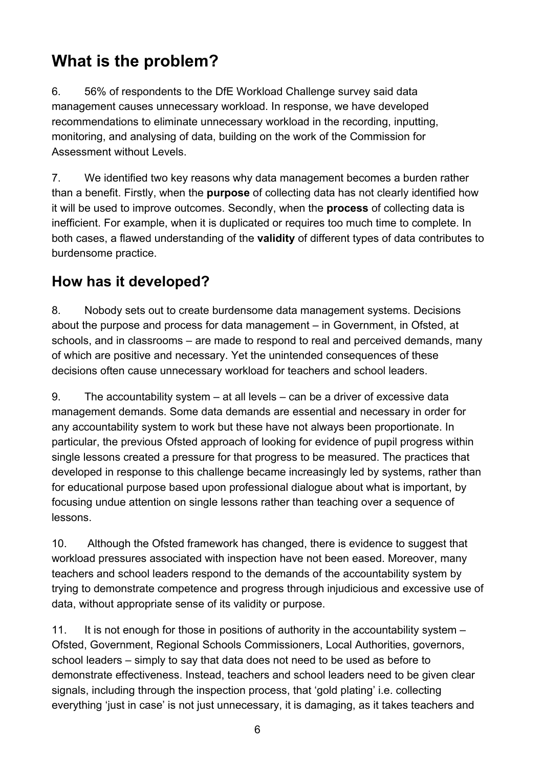## What is the problem?

6. 56% of respondents to the DfE Workload Challenge survey said data management causes unnecessary workload. In response, we have developed recommendations to eliminate unnecessary workload in the recording, inputting, monitoring, and analysing of data, building on the work of the Commission for Assessment without Levels.

7. We identified two key reasons why data management becomes a burden rather than a benefit. Firstly, when the **purpose** of collecting data has not clearly identified how it will be used to improve outcomes. Secondly, when the **process** of collecting data is inefficient. For example, when it is duplicated or requires too much time to complete. In both cases, a flawed understanding of the **validity** of different types of data contributes to burdensome practice.

## How has it developed?

8. Nobody sets out to create burdensome data management systems. Decisions about the purpose and process for data management – in Government, in Ofsted, at schools, and in classrooms – are made to respond to real and perceived demands, many of which are positive and necessary. Yet the unintended consequences of these decisions often cause unnecessary workload for teachers and school leaders.

9. The accountability system – at all levels – can be a driver of excessive data management demands. Some data demands are essential and necessary in order for any accountability system to work but these have not always been proportionate. In particular, the previous Ofsted approach of looking for evidence of pupil progress within single lessons created a pressure for that progress to be measured. The practices that developed in response to this challenge became increasingly led by systems, rather than for educational purpose based upon professional dialogue about what is important, by focusing undue attention on single lessons rather than teaching over a sequence of lessons.

10. Although the Ofsted framework has changed, there is evidence to suggest that workload pressures associated with inspection have not been eased. Moreover, many teachers and school leaders respond to the demands of the accountability system by trying to demonstrate competence and progress through injudicious and excessive use of data, without appropriate sense of its validity or purpose.

11. It is not enough for those in positions of authority in the accountability system – Ofsted, Government, Regional Schools Commissioners, Local Authorities, governors, school leaders – simply to say that data does not need to be used as before to demonstrate effectiveness. Instead, teachers and school leaders need to be given clear signals, including through the inspection process, that 'gold plating' i.e. collecting everything 'just in case' is not just unnecessary, it is damaging, as it takes teachers and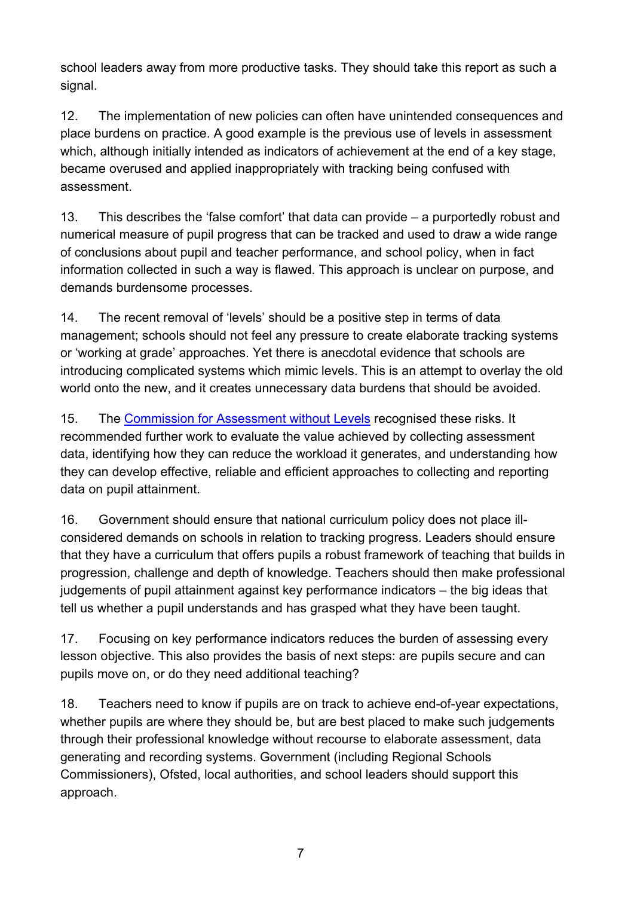school leaders away from more productive tasks. They should take this report as such a signal.

12. The implementation of new policies can often have unintended consequences and place burdens on practice. A good example is the previous use of levels in assessment which, although initially intended as indicators of achievement at the end of a key stage, became overused and applied inappropriately with tracking being confused with assessment.

13. This describes the 'false comfort' that data can provide – a purportedly robust and numerical measure of pupil progress that can be tracked and used to draw a wide range of conclusions about pupil and teacher performance, and school policy, when in fact information collected in such a way is flawed. This approach is unclear on purpose, and demands burdensome processes.

14. The recent removal of 'levels' should be a positive step in terms of data management; schools should not feel any pressure to create elaborate tracking systems or 'working at grade' approaches. Yet there is anecdotal evidence that schools are introducing complicated systems which mimic levels. This is an attempt to overlay the old world onto the new, and it creates unnecessary data burdens that should be avoided.

15. The [Commission for Assessment without Levels] recognised these risks. It recommended further work to evaluate the value achieved by collecting assessment data, identifying how they can reduce the workload it generates, and understanding how they can develop effective, reliable and efficient approaches to collecting and reporting data on pupil attainment.

16. Government should ensure that national curriculum policy does not place ill-considered demands on schools in relation to tracking progress. Leaders should ensure that they have a curriculum that offers pupils a robust framework of teaching that builds in progression, challenge and depth of knowledge. Teachers should then make professional judgements of pupil attainment against key performance indicators – the big ideas that tell us whether a pupil understands and has grasped what they have been taught.

17. Focusing on key performance indicators reduces the burden of assessing every lesson objective. This also provides the basis of next steps: are pupils secure and can pupils move on, or do they need additional teaching?

18. Teachers need to know if pupils are on track to achieve end-of-year expectations, whether pupils are where they should be, but are best placed to make such judgements through their professional knowledge without recourse to elaborate assessment, data generating and recording systems. Government (including Regional Schools Commissioners), Ofsted, local authorities, and school leaders should support this approach.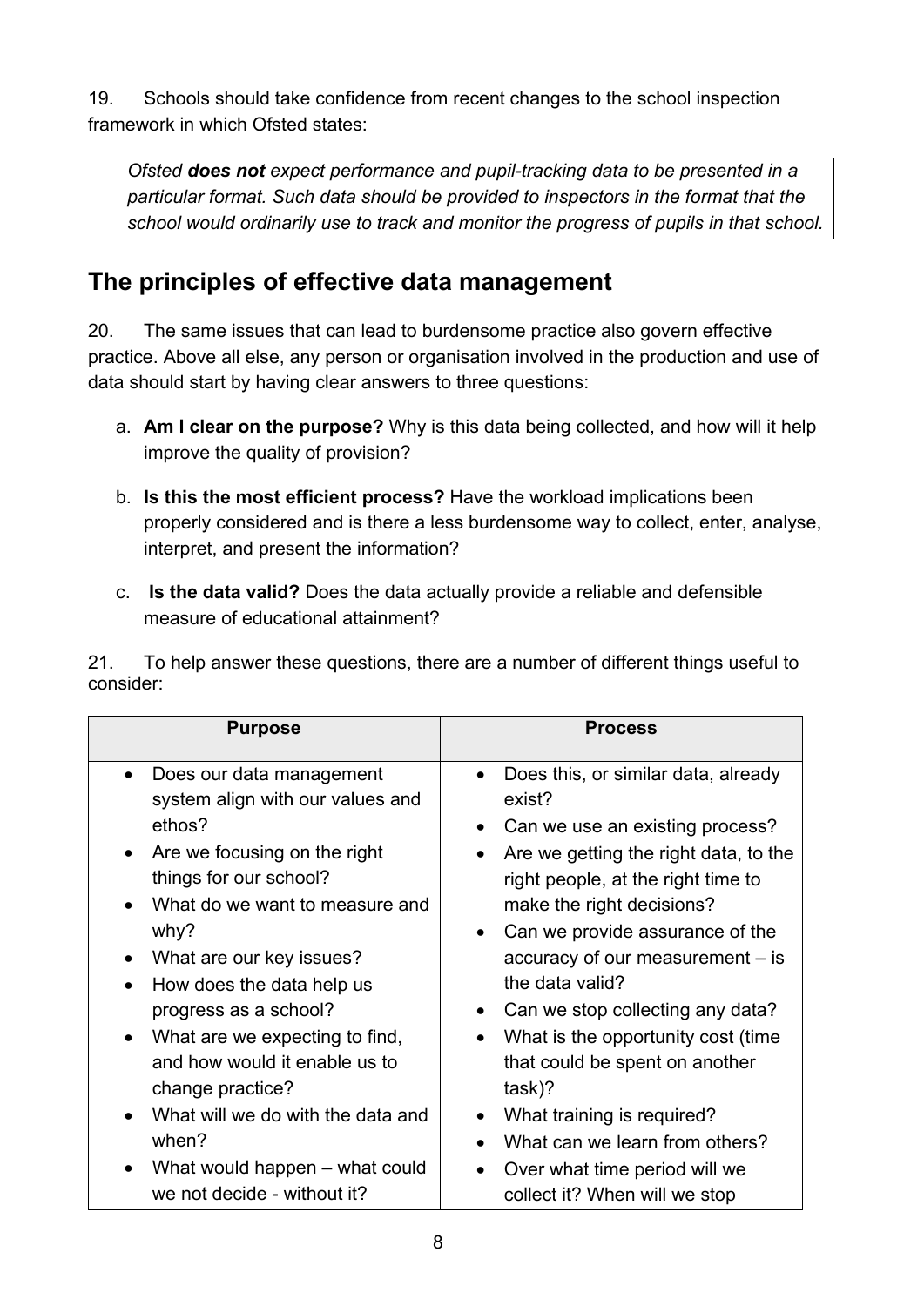19. Schools should take confidence from recent changes to the school inspection framework in which Ofsted states:

> *Ofsted **does not** expect performance and pupil-tracking data to be presented in a particular format. Such data should be provided to inspectors in the format that the school would ordinarily use to track and monitor the progress of pupils in that school.*

## The principles of effective data management

20. The same issues that can lead to burdensome practice also govern effective practice. Above all else, any person or organisation involved in the production and use of data should start by having clear answers to three questions:

a. **Am I clear on the purpose?** Why is this data being collected, and how will it help improve the quality of provision?

b. **Is this the most efficient process?** Have the workload implications been properly considered and is there a less burdensome way to collect, enter, analyse, interpret, and present the information?

c. **Is the data valid?** Does the data actually provide a reliable and defensible measure of educational attainment?

21. To help answer these questions, there are a number of different things useful to consider:

| Purpose | Process |
|---|---|
| • Does our data management system align with our values and ethos?<br>• Are we focusing on the right things for our school?<br>• What do we want to measure and why?<br>• What are our key issues?<br>• How does the data help us progress as a school?<br>• What are we expecting to find, and how would it enable us to change practice?<br>• What will we do with the data and when?<br>• What would happen – what could we not decide - without it? | • Does this, or similar data, already exist?<br>• Can we use an existing process?<br>• Are we getting the right data, to the right people, at the right time to make the right decisions?<br>• Can we provide assurance of the accuracy of our measurement – is the data valid?<br>• Can we stop collecting any data?<br>• What is the opportunity cost (time that could be spent on another task)?<br>• What training is required?<br>• What can we learn from others?<br>• Over what time period will we collect it? When will we stop |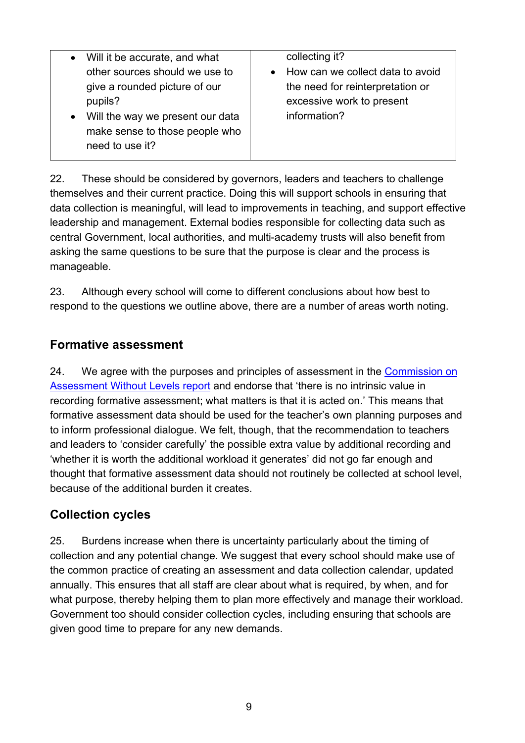| | |
|---|---|
| • Will it be accurate, and what other sources should we use to give a rounded picture of our pupils?<br>• Will the way we present our data make sense to those people who need to use it? | collecting it?<br>• How can we collect data to avoid the need for reinterpretation or excessive work to present information? |

22. These should be considered by governors, leaders and teachers to challenge themselves and their current practice. Doing this will support schools in ensuring that data collection is meaningful, will lead to improvements in teaching, and support effective leadership and management. External bodies responsible for collecting data such as central Government, local authorities, and multi-academy trusts will also benefit from asking the same questions to be sure that the purpose is clear and the process is manageable.

23. Although every school will come to different conclusions about how best to respond to the questions we outline above, there are a number of areas worth noting.

## Formative assessment

24. We agree with the purposes and principles of assessment in the Commission on Assessment Without Levels report and endorse that 'there is no intrinsic value in recording formative assessment; what matters is that it is acted on.' This means that formative assessment data should be used for the teacher's own planning purposes and to inform professional dialogue. We felt, though, that the recommendation to teachers and leaders to 'consider carefully' the possible extra value by additional recording and 'whether it is worth the additional workload it generates' did not go far enough and thought that formative assessment data should not routinely be collected at school level, because of the additional burden it creates.

## Collection cycles

25. Burdens increase when there is uncertainty particularly about the timing of collection and any potential change. We suggest that every school should make use of the common practice of creating an assessment and data collection calendar, updated annually. This ensures that all staff are clear about what is required, by when, and for what purpose, thereby helping them to plan more effectively and manage their workload. Government too should consider collection cycles, including ensuring that schools are given good time to prepare for any new demands.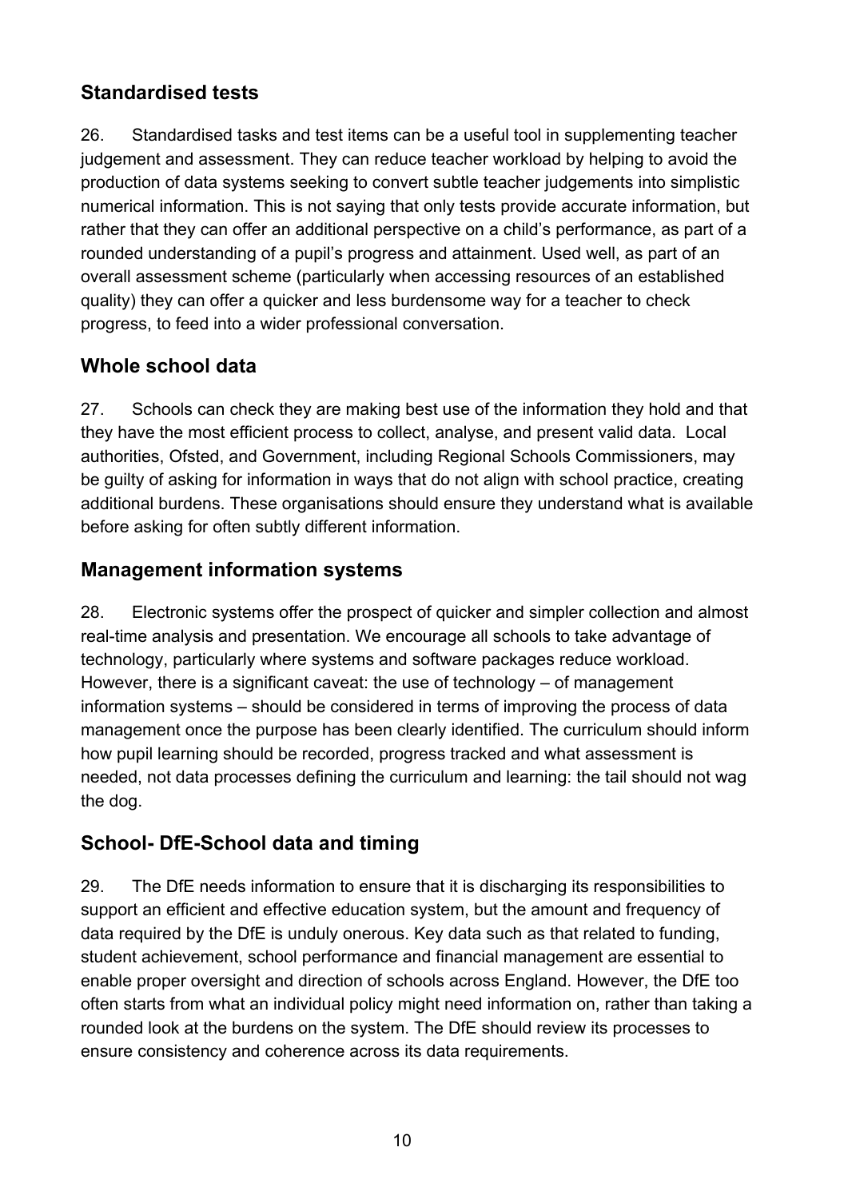## Standardised tests

26. Standardised tasks and test items can be a useful tool in supplementing teacher judgement and assessment. They can reduce teacher workload by helping to avoid the production of data systems seeking to convert subtle teacher judgements into simplistic numerical information. This is not saying that only tests provide accurate information, but rather that they can offer an additional perspective on a child's performance, as part of a rounded understanding of a pupil's progress and attainment. Used well, as part of an overall assessment scheme (particularly when accessing resources of an established quality) they can offer a quicker and less burdensome way for a teacher to check progress, to feed into a wider professional conversation.

## Whole school data

27. Schools can check they are making best use of the information they hold and that they have the most efficient process to collect, analyse, and present valid data. Local authorities, Ofsted, and Government, including Regional Schools Commissioners, may be guilty of asking for information in ways that do not align with school practice, creating additional burdens. These organisations should ensure they understand what is available before asking for often subtly different information.

## Management information systems

28. Electronic systems offer the prospect of quicker and simpler collection and almost real-time analysis and presentation. We encourage all schools to take advantage of technology, particularly where systems and software packages reduce workload. However, there is a significant caveat: the use of technology – of management information systems – should be considered in terms of improving the process of data management once the purpose has been clearly identified. The curriculum should inform how pupil learning should be recorded, progress tracked and what assessment is needed, not data processes defining the curriculum and learning: the tail should not wag the dog.

## School- DfE-School data and timing

29. The DfE needs information to ensure that it is discharging its responsibilities to support an efficient and effective education system, but the amount and frequency of data required by the DfE is unduly onerous. Key data such as that related to funding, student achievement, school performance and financial management are essential to enable proper oversight and direction of schools across England. However, the DfE too often starts from what an individual policy might need information on, rather than taking a rounded look at the burdens on the system. The DfE should review its processes to ensure consistency and coherence across its data requirements.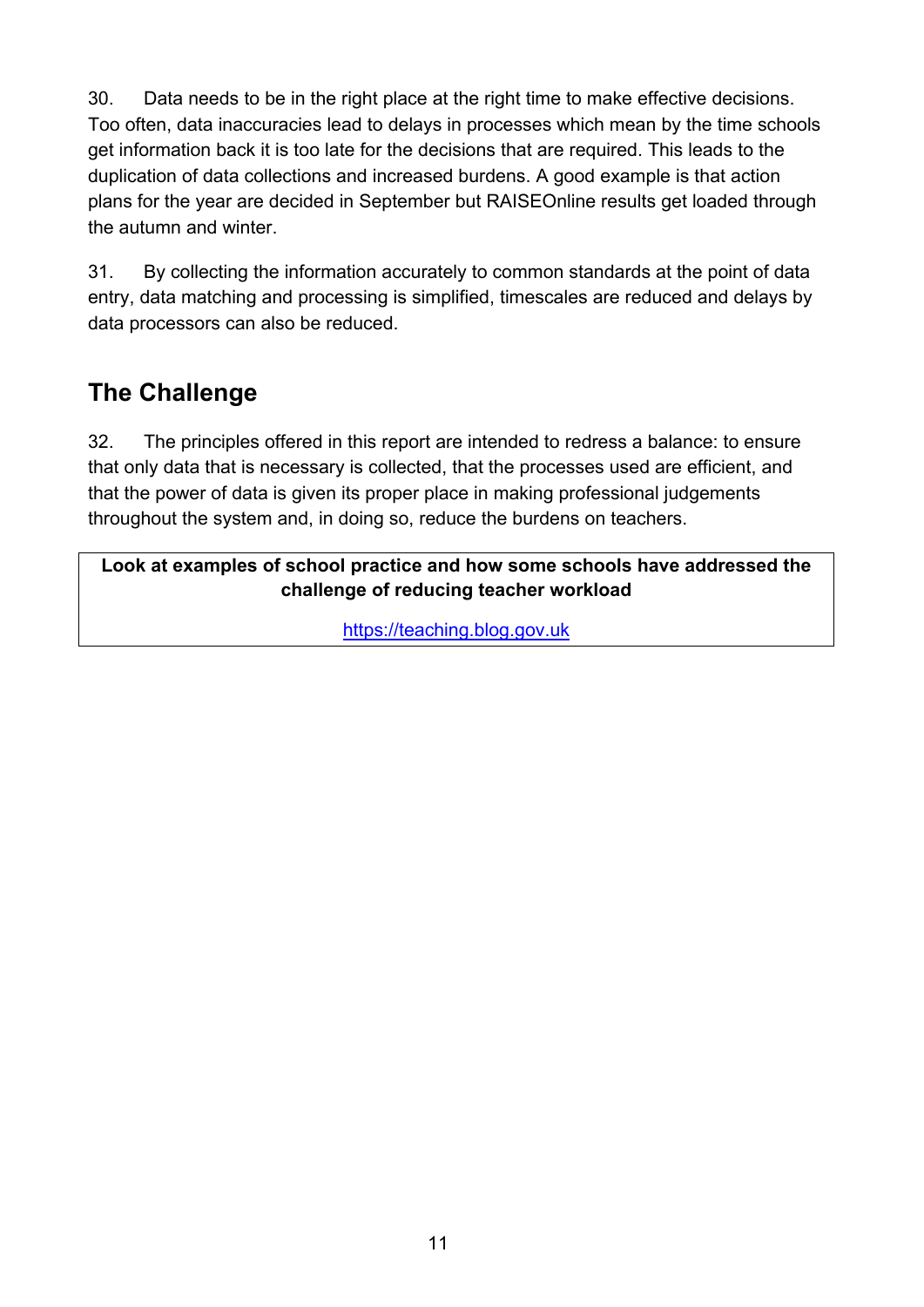30. Data needs to be in the right place at the right time to make effective decisions. Too often, data inaccuracies lead to delays in processes which mean by the time schools get information back it is too late for the decisions that are required. This leads to the duplication of data collections and increased burdens. A good example is that action plans for the year are decided in September but RAISEOnline results get loaded through the autumn and winter.

31. By collecting the information accurately to common standards at the point of data entry, data matching and processing is simplified, timescales are reduced and delays by data processors can also be reduced.

## The Challenge

32. The principles offered in this report are intended to redress a balance: to ensure that only data that is necessary is collected, that the processes used are efficient, and that the power of data is given its proper place in making professional judgements throughout the system and, in doing so, reduce the burdens on teachers.

**Look at examples of school practice and how some schools have addressed the challenge of reducing teacher workload**

[https://teaching.blog.gov.uk](https://teaching.blog.gov.uk)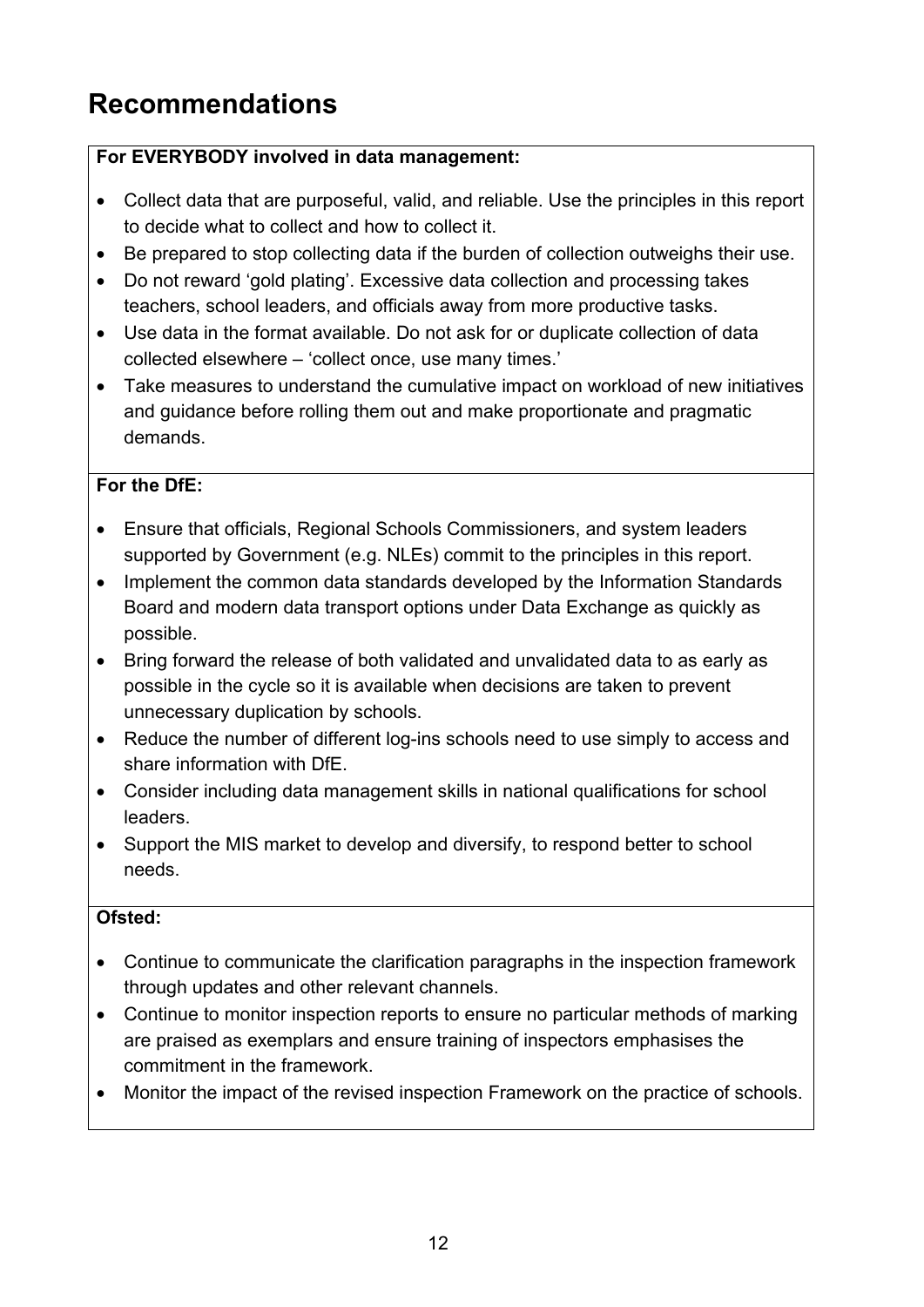# Recommendations

**For EVERYBODY involved in data management:**

- Collect data that are purposeful, valid, and reliable. Use the principles in this report to decide what to collect and how to collect it.
- Be prepared to stop collecting data if the burden of collection outweighs their use.
- Do not reward 'gold plating'. Excessive data collection and processing takes teachers, school leaders, and officials away from more productive tasks.
- Use data in the format available. Do not ask for or duplicate collection of data collected elsewhere – 'collect once, use many times.'
- Take measures to understand the cumulative impact on workload of new initiatives and guidance before rolling them out and make proportionate and pragmatic demands.

**For the DfE:**

- Ensure that officials, Regional Schools Commissioners, and system leaders supported by Government (e.g. NLEs) commit to the principles in this report.
- Implement the common data standards developed by the Information Standards Board and modern data transport options under Data Exchange as quickly as possible.
- Bring forward the release of both validated and unvalidated data to as early as possible in the cycle so it is available when decisions are taken to prevent unnecessary duplication by schools.
- Reduce the number of different log-ins schools need to use simply to access and share information with DfE.
- Consider including data management skills in national qualifications for school leaders.
- Support the MIS market to develop and diversify, to respond better to school needs.

**Ofsted:**

- Continue to communicate the clarification paragraphs in the inspection framework through updates and other relevant channels.
- Continue to monitor inspection reports to ensure no particular methods of marking are praised as exemplars and ensure training of inspectors emphasises the commitment in the framework.
- Monitor the impact of the revised inspection Framework on the practice of schools.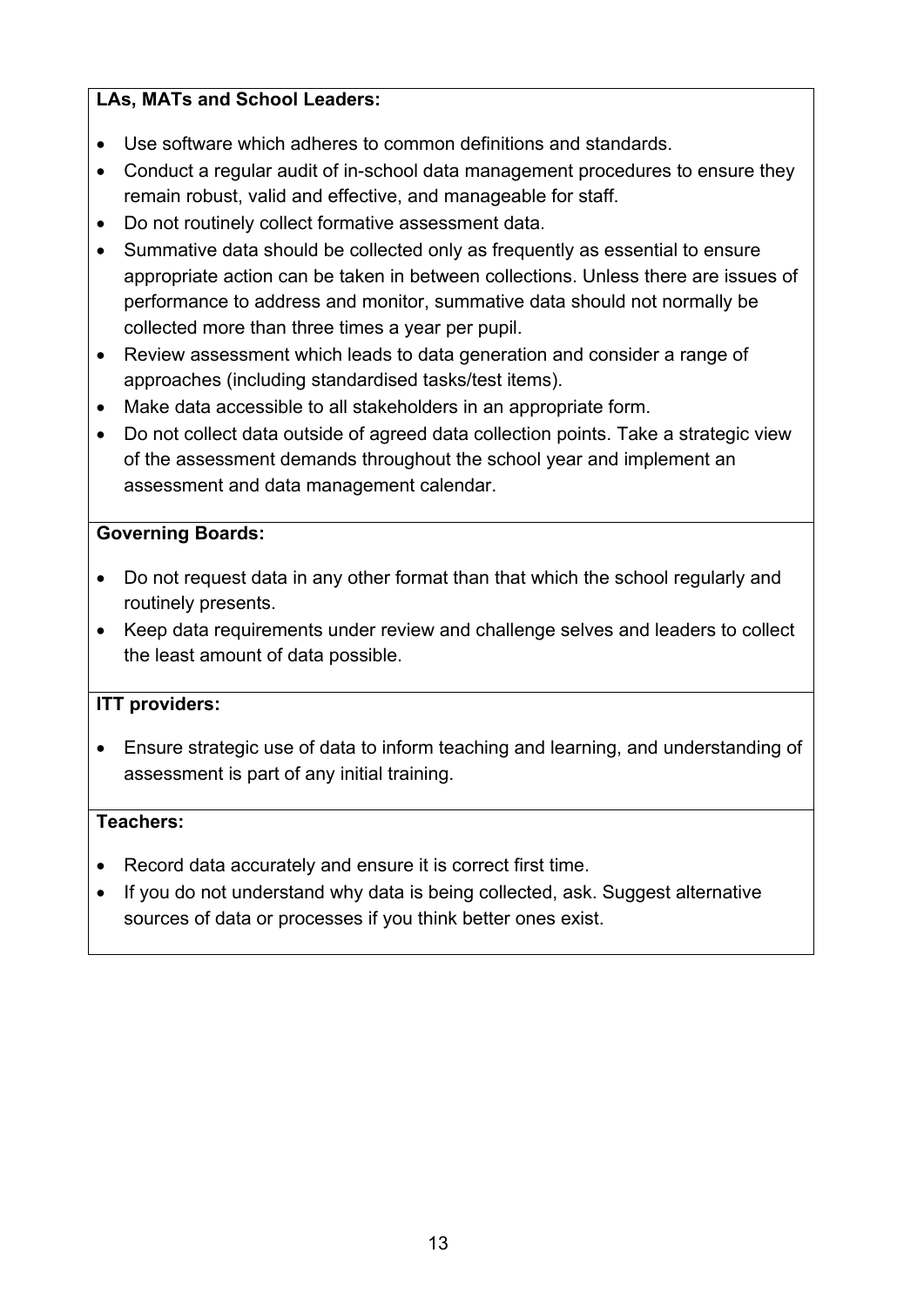**LAs, MATs and School Leaders:**

- Use software which adheres to common definitions and standards.
- Conduct a regular audit of in-school data management procedures to ensure they remain robust, valid and effective, and manageable for staff.
- Do not routinely collect formative assessment data.
- Summative data should be collected only as frequently as essential to ensure appropriate action can be taken in between collections. Unless there are issues of performance to address and monitor, summative data should not normally be collected more than three times a year per pupil.
- Review assessment which leads to data generation and consider a range of approaches (including standardised tasks/test items).
- Make data accessible to all stakeholders in an appropriate form.
- Do not collect data outside of agreed data collection points. Take a strategic view of the assessment demands throughout the school year and implement an assessment and data management calendar.

**Governing Boards:**

- Do not request data in any other format than that which the school regularly and routinely presents.
- Keep data requirements under review and challenge selves and leaders to collect the least amount of data possible.

**ITT providers:**

- Ensure strategic use of data to inform teaching and learning, and understanding of assessment is part of any initial training.

**Teachers:**

- Record data accurately and ensure it is correct first time.
- If you do not understand why data is being collected, ask. Suggest alternative sources of data or processes if you think better ones exist.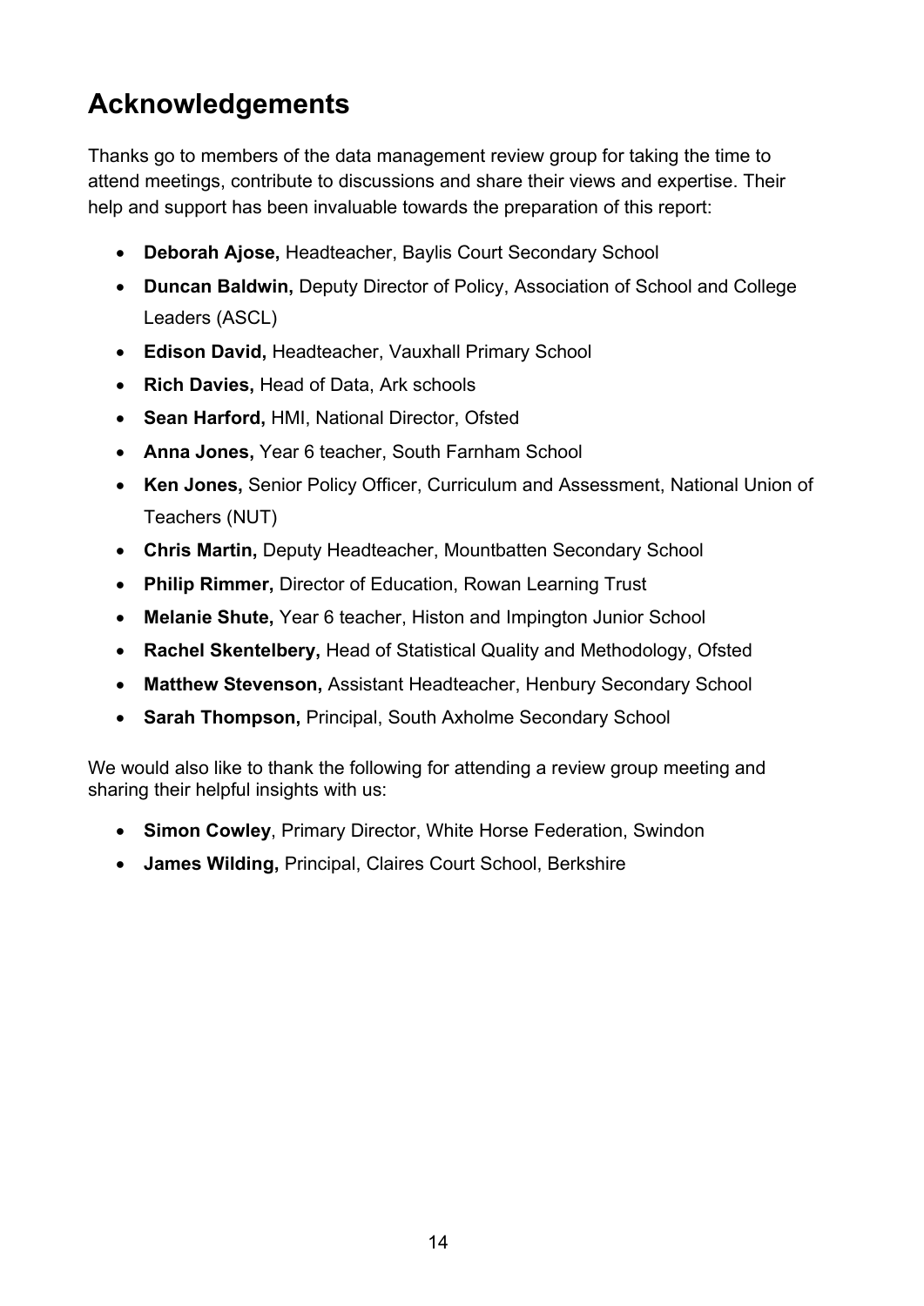## Acknowledgements

Thanks go to members of the data management review group for taking the time to attend meetings, contribute to discussions and share their views and expertise. Their help and support has been invaluable towards the preparation of this report:

- **Deborah Ajose,** Headteacher, Baylis Court Secondary School
- **Duncan Baldwin,** Deputy Director of Policy, Association of School and College Leaders (ASCL)
- **Edison David,** Headteacher, Vauxhall Primary School
- **Rich Davies,** Head of Data, Ark schools
- **Sean Harford,** HMI, National Director, Ofsted
- **Anna Jones,** Year 6 teacher, South Farnham School
- **Ken Jones,** Senior Policy Officer, Curriculum and Assessment, National Union of Teachers (NUT)
- **Chris Martin,** Deputy Headteacher, Mountbatten Secondary School
- **Philip Rimmer,** Director of Education, Rowan Learning Trust
- **Melanie Shute,** Year 6 teacher, Histon and Impington Junior School
- **Rachel Skentelbery,** Head of Statistical Quality and Methodology, Ofsted
- **Matthew Stevenson,** Assistant Headteacher, Henbury Secondary School
- **Sarah Thompson,** Principal, South Axholme Secondary School

We would also like to thank the following for attending a review group meeting and sharing their helpful insights with us:

- **Simon Cowley**, Primary Director, White Horse Federation, Swindon
- **James Wilding,** Principal, Claires Court School, Berkshire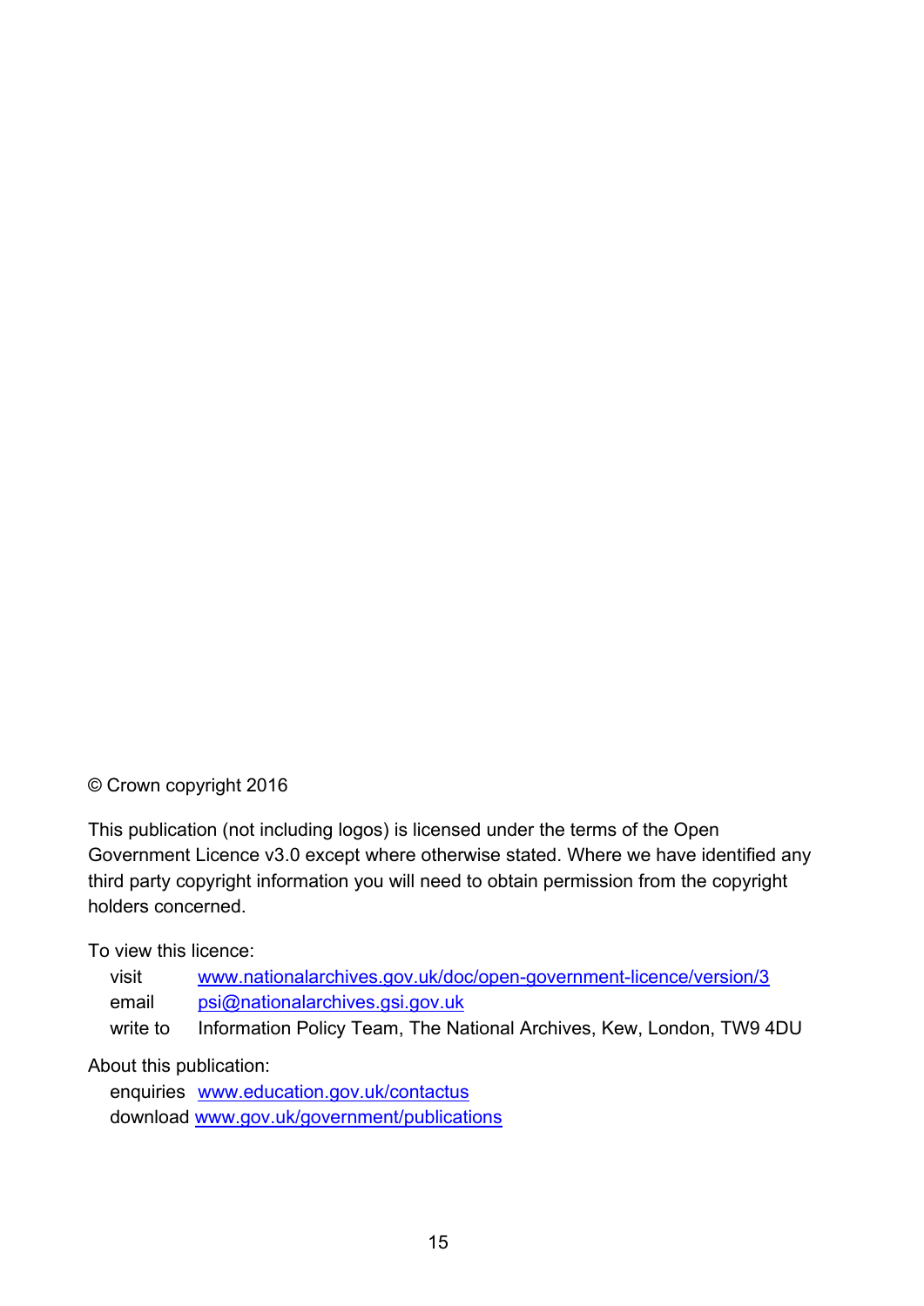© Crown copyright 2016

This publication (not including logos) is licensed under the terms of the Open Government Licence v3.0 except where otherwise stated. Where we have identified any third party copyright information you will need to obtain permission from the copyright holders concerned.

To view this licence:

visit www.nationalarchives.gov.uk/doc/open-government-licence/version/3
email psi@nationalarchives.gsi.gov.uk
write to Information Policy Team, The National Archives, Kew, London, TW9 4DU

About this publication:

enquiries www.education.gov.uk/contactus
download www.gov.uk/government/publications